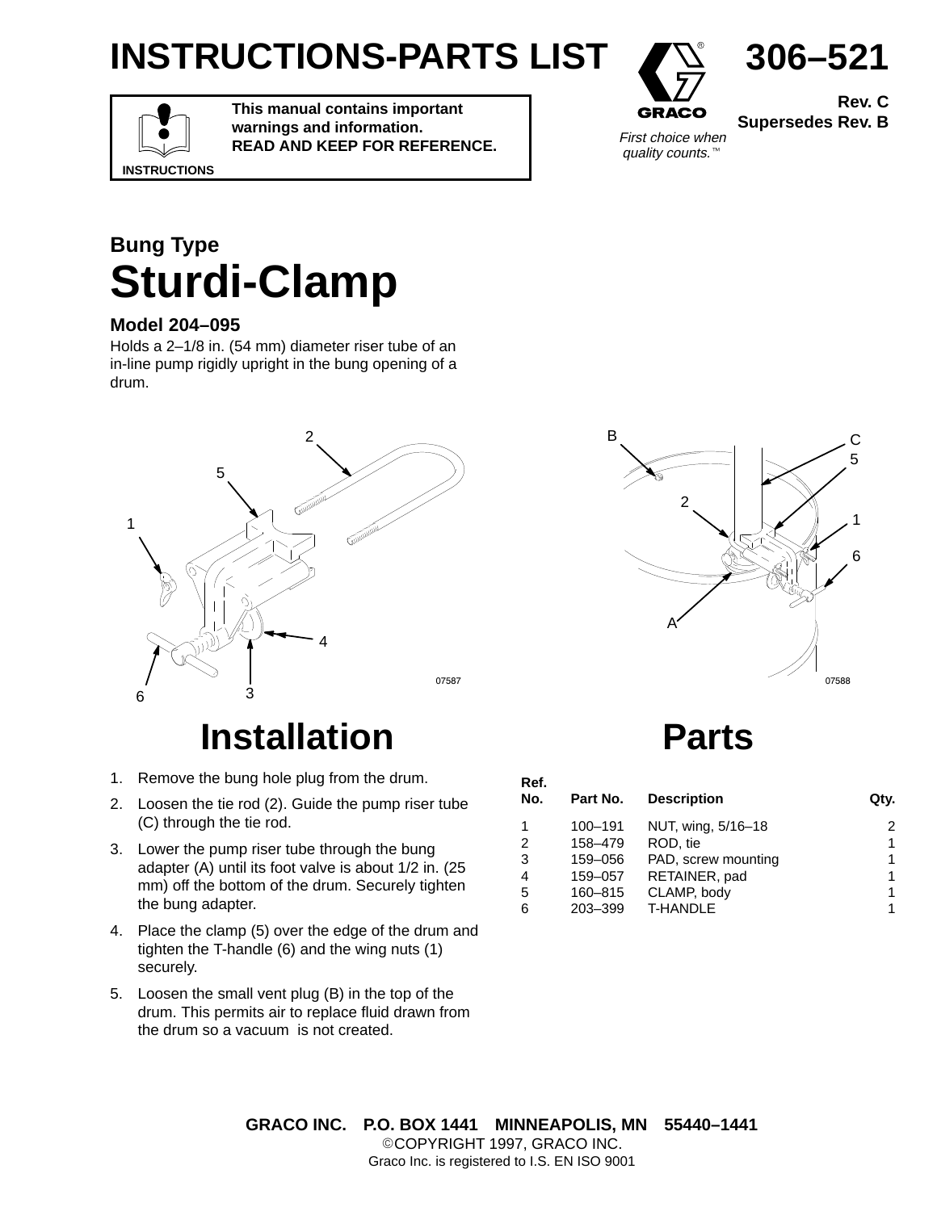# INSTRUCTIONS-PARTS LIST

**306–521**

**Rev. C**
**Supersedes Rev. B**

**This manual contains important warnings and information.**
**READ AND KEEP FOR REFERENCE.**

INSTRUCTIONS

GRACO

*First choice when quality counts.*™

## Bung Type
# Sturdi-Clamp

### Model 204–095

Holds a 2–1/8 in. (54 mm) diameter riser tube of an in-line pump rigidly upright in the bung opening of a drum.

07587

07588

## Installation

1. Remove the bung hole plug from the drum.
2. Loosen the tie rod (2). Guide the pump riser tube (C) through the tie rod.
3. Lower the pump riser tube through the bung adapter (A) until its foot valve is about 1/2 in. (25 mm) off the bottom of the drum. Securely tighten the bung adapter.
4. Place the clamp (5) over the edge of the drum and tighten the T-handle (6) and the wing nuts (1) securely.
5. Loosen the small vent plug (B) in the top of the drum. This permits air to replace fluid drawn from the drum so a vacuum is not created.

## Parts

| Ref. No. | Part No. | Description | Qty. |
|---|---|---|---|
| 1 | 100–191 | NUT, wing, 5/16–18 | 2 |
| 2 | 158–479 | ROD, tie | 1 |
| 3 | 159–056 | PAD, screw mounting | 1 |
| 4 | 159–057 | RETAINER, pad | 1 |
| 5 | 160–815 | CLAMP, body | 1 |
| 6 | 203–399 | T-HANDLE | 1 |

**GRACO INC. P.O. BOX 1441 MINNEAPOLIS, MN 55440–1441**
©COPYRIGHT 1997, GRACO INC.
Graco Inc. is registered to I.S. EN ISO 9001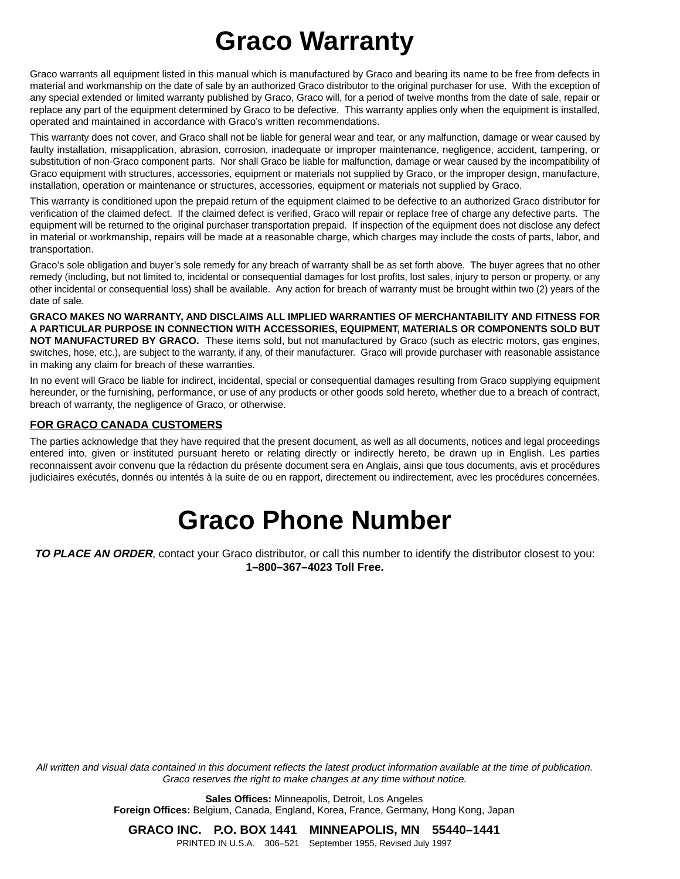# Graco Warranty

Graco warrants all equipment listed in this manual which is manufactured by Graco and bearing its name to be free from defects in material and workmanship on the date of sale by an authorized Graco distributor to the original purchaser for use. With the exception of any special extended or limited warranty published by Graco, Graco will, for a period of twelve months from the date of sale, repair or replace any part of the equipment determined by Graco to be defective. This warranty applies only when the equipment is installed, operated and maintained in accordance with Graco's written recommendations.

This warranty does not cover, and Graco shall not be liable for general wear and tear, or any malfunction, damage or wear caused by faulty installation, misapplication, abrasion, corrosion, inadequate or improper maintenance, negligence, accident, tampering, or substitution of non-Graco component parts. Nor shall Graco be liable for malfunction, damage or wear caused by the incompatibility of Graco equipment with structures, accessories, equipment or materials not supplied by Graco, or the improper design, manufacture, installation, operation or maintenance or structures, accessories, equipment or materials not supplied by Graco.

This warranty is conditioned upon the prepaid return of the equipment claimed to be defective to an authorized Graco distributor for verification of the claimed defect. If the claimed defect is verified, Graco will repair or replace free of charge any defective parts. The equipment will be returned to the original purchaser transportation prepaid. If inspection of the equipment does not disclose any defect in material or workmanship, repairs will be made at a reasonable charge, which charges may include the costs of parts, labor, and transportation.

Graco's sole obligation and buyer's sole remedy for any breach of warranty shall be as set forth above. The buyer agrees that no other remedy (including, but not limited to, incidental or consequential damages for lost profits, lost sales, injury to person or property, or any other incidental or consequential loss) shall be available. Any action for breach of warranty must be brought within two (2) years of the date of sale.

**GRACO MAKES NO WARRANTY, AND DISCLAIMS ALL IMPLIED WARRANTIES OF MERCHANTABILITY AND FITNESS FOR A PARTICULAR PURPOSE IN CONNECTION WITH ACCESSORIES, EQUIPMENT, MATERIALS OR COMPONENTS SOLD BUT NOT MANUFACTURED BY GRACO.** These items sold, but not manufactured by Graco (such as electric motors, gas engines, switches, hose, etc.), are subject to the warranty, if any, of their manufacturer. Graco will provide purchaser with reasonable assistance in making any claim for breach of these warranties.

In no event will Graco be liable for indirect, incidental, special or consequential damages resulting from Graco supplying equipment hereunder, or the furnishing, performance, or use of any products or other goods sold hereto, whether due to a breach of contract, breach of warranty, the negligence of Graco, or otherwise.

**FOR GRACO CANADA CUSTOMERS**

The parties acknowledge that they have required that the present document, as well as all documents, notices and legal proceedings entered into, given or instituted pursuant hereto or relating directly or indirectly hereto, be drawn up in English. Les parties reconnaissent avoir convenu que la rédaction du présente document sera en Anglais, ainsi que tous documents, avis et procédures judiciaires exécutés, donnés ou intentés à la suite de ou en rapport, directement ou indirectement, avec les procédures concernées.

# Graco Phone Number

***TO PLACE AN ORDER***, contact your Graco distributor, or call this number to identify the distributor closest to you:
**1–800–367–4023 Toll Free.**

*All written and visual data contained in this document reflects the latest product information available at the time of publication. Graco reserves the right to make changes at any time without notice.*

**Sales Offices:** Minneapolis, Detroit, Los Angeles
**Foreign Offices:** Belgium, Canada, England, Korea, France, Germany, Hong Kong, Japan

**GRACO INC. P.O. BOX 1441 MINNEAPOLIS, MN 55440–1441**
PRINTED IN U.S.A. 306–521 September 1955, Revised July 1997